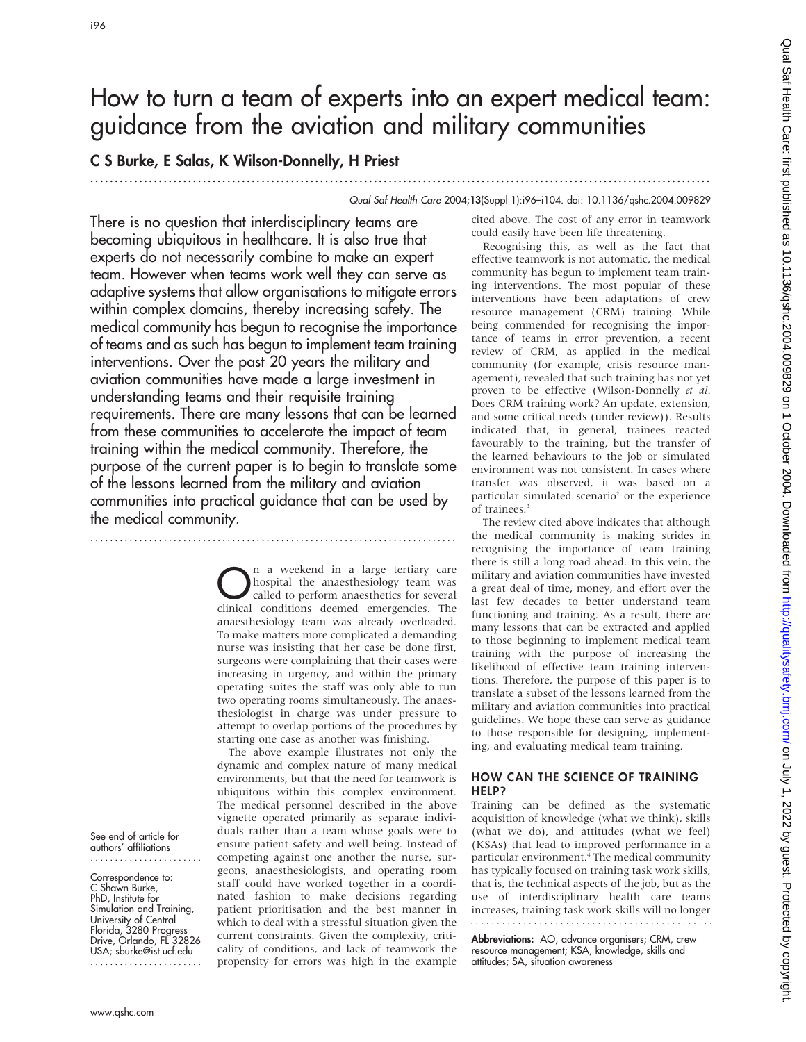# How to turn a team of experts into an expert medical team: guidance from the aviation and military communities

**C S Burke, E Salas, K Wilson-Donnelly, H Priest**

*Qual Saf Health Care* 2004;**13**(Suppl 1):i96–i104. doi: 10.1136/qshc.2004.009829

There is no question that interdisciplinary teams are becoming ubiquitous in healthcare. It is also true that experts do not necessarily combine to make an expert team. However when teams work well they can serve as adaptive systems that allow organisations to mitigate errors within complex domains, thereby increasing safety. The medical community has begun to recognise the importance of teams and as such has begun to implement team training interventions. Over the past 20 years the military and aviation communities have made a large investment in understanding teams and their requisite training requirements. There are many lessons that can be learned from these communities to accelerate the impact of team training within the medical community. Therefore, the purpose of the current paper is to begin to translate some of the lessons learned from the military and aviation communities into practical guidance that can be used by the medical community.

See end of article for authors' affiliations

Correspondence to: C Shawn Burke, PhD, Institute for Simulation and Training, University of Central Florida, 3280 Progress Drive, Orlando, FL 32826 USA; sburke@ist.ucf.edu

On a weekend in a large tertiary care hospital the anaesthesiology team was called to perform anaesthetics for several clinical conditions deemed emergencies. The anaesthesiology team was already overloaded. To make matters more complicated a demanding nurse was insisting that her case be done first, surgeons were complaining that their cases were increasing in urgency, and within the primary operating suites the staff was only able to run two operating rooms simultaneously. The anaesthesiologist in charge was under pressure to attempt to overlap portions of the procedures by starting one case as another was finishing.[1]

The above example illustrates not only the dynamic and complex nature of many medical environments, but that the need for teamwork is ubiquitous within this complex environment. The medical personnel described in the above vignette operated primarily as separate individuals rather than a team whose goals were to ensure patient safety and well being. Instead of competing against one another the nurse, surgeons, anaesthesiologists, and operating room staff could have worked together in a coordinated fashion to make decisions regarding patient prioritisation and the best manner in which to deal with a stressful situation given the current constraints. Given the complexity, criticality of conditions, and lack of teamwork the propensity for errors was high in the example cited above. The cost of any error in teamwork could easily have been life threatening.

Recognising this, as well as the fact that effective teamwork is not automatic, the medical community has begun to implement team training interventions. The most popular of these interventions have been adaptations of crew resource management (CRM) training. While being commended for recognising the importance of teams in error prevention, a recent review of CRM, as applied in the medical community (for example, crisis resource management), revealed that such training has not yet proven to be effective (Wilson-Donnelly *et al*. Does CRM training work? An update, extension, and some critical needs (under review)). Results indicated that, in general, trainees reacted favourably to the training, but the transfer of the learned behaviours to the job or simulated environment was not consistent. In cases where transfer was observed, it was based on a particular simulated scenario[2] or the experience of trainees.[3]

The review cited above indicates that although the medical community is making strides in recognising the importance of team training there is still a long road ahead. In this vein, the military and aviation communities have invested a great deal of time, money, and effort over the last few decades to better understand team functioning and training. As a result, there are many lessons that can be extracted and applied to those beginning to implement medical team training with the purpose of increasing the likelihood of effective team training interventions. Therefore, the purpose of this paper is to translate a subset of the lessons learned from the military and aviation communities into practical guidelines. We hope these can serve as guidance to those responsible for designing, implementing, and evaluating medical team training.

## HOW CAN THE SCIENCE OF TRAINING HELP?

Training can be defined as the systematic acquisition of knowledge (what we think), skills (what we do), and attitudes (what we feel) (KSAs) that lead to improved performance in a particular environment.[4] The medical community has typically focused on training task work skills, that is, the technical aspects of the job, but as the use of interdisciplinary health care teams increases, training task work skills will no longer

**Abbreviations:** AO, advance organisers; CRM, crew resource management; KSA, knowledge, skills and attitudes; SA, situation awareness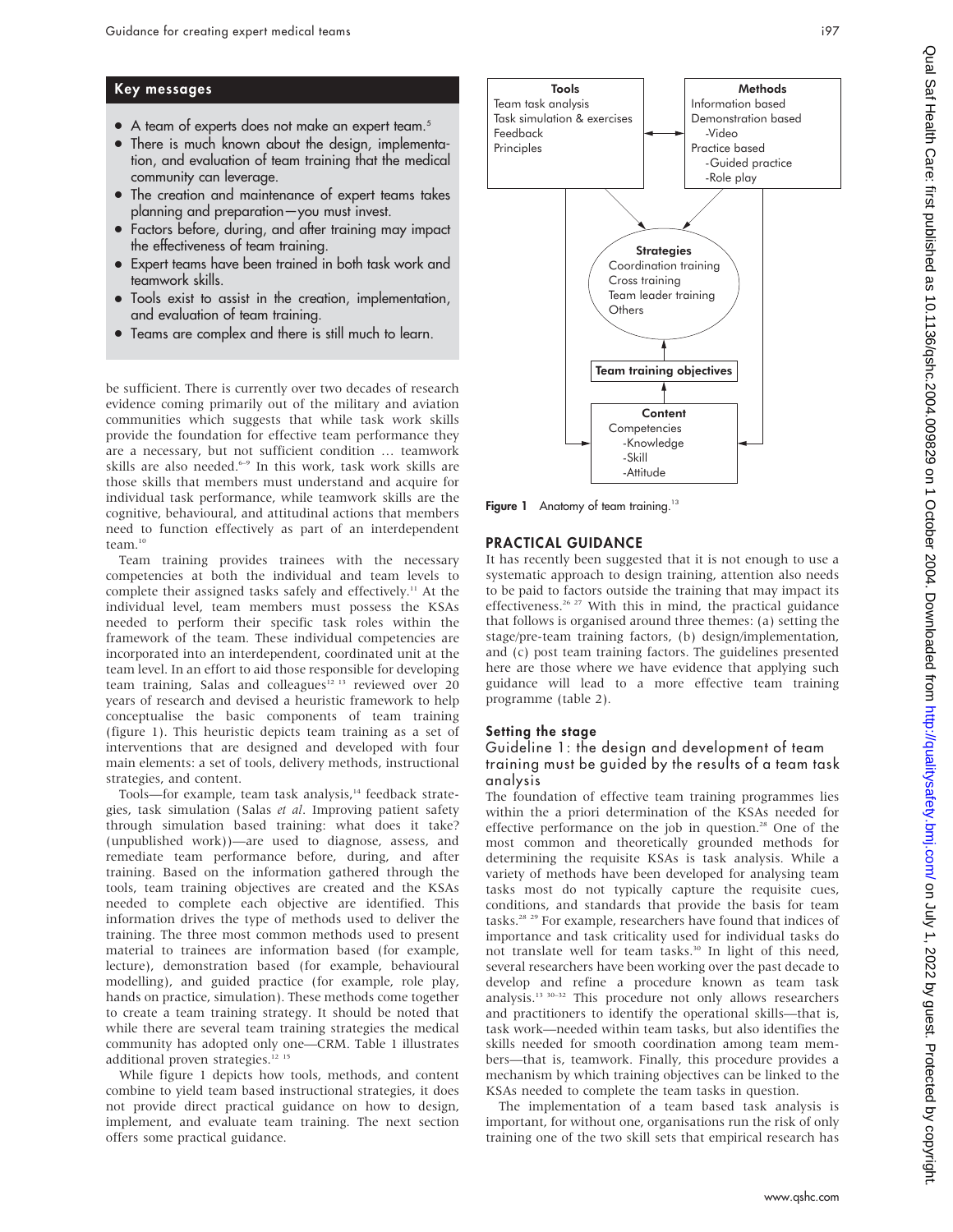## Key messages

- A team of experts does not make an expert team.[5]
- There is much known about the design, implementation, and evaluation of team training that the medical community can leverage.
- The creation and maintenance of expert teams takes planning and preparation—you must invest.
- Factors before, during, and after training may impact the effectiveness of team training.
- Expert teams have been trained in both task work and teamwork skills.
- Tools exist to assist in the creation, implementation, and evaluation of team training.
- Teams are complex and there is still much to learn.

be sufficient. There is currently over two decades of research evidence coming primarily out of the military and aviation communities which suggests that while task work skills provide the foundation for effective team performance they are a necessary, but not sufficient condition … teamwork skills are also needed.[6–9] In this work, task work skills are those skills that members must understand and acquire for individual task performance, while teamwork skills are the cognitive, behavioural, and attitudinal actions that members need to function effectively as part of an interdependent team.[10]

Team training provides trainees with the necessary competencies at both the individual and team levels to complete their assigned tasks safely and effectively.[11] At the individual level, team members must possess the KSAs needed to perform their specific task roles within the framework of the team. These individual competencies are incorporated into an interdependent, coordinated unit at the team level. In an effort to aid those responsible for developing team training, Salas and colleagues[12 13] reviewed over 20 years of research and devised a heuristic framework to help conceptualise the basic components of team training (figure 1). This heuristic depicts team training as a set of interventions that are designed and developed with four main elements: a set of tools, delivery methods, instructional strategies, and content.

Tools—for example, team task analysis,[14] feedback strategies, task simulation (Salas *et al*. Improving patient safety through simulation based training: what does it take? (unpublished work))—are used to diagnose, assess, and remediate team performance before, during, and after training. Based on the information gathered through the tools, team training objectives are created and the KSAs needed to complete each objective are identified. This information drives the type of methods used to deliver the training. The three most common methods used to present material to trainees are information based (for example, lecture), demonstration based (for example, behavioural modelling), and guided practice (for example, role play, hands on practice, simulation). These methods come together to create a team training strategy. It should be noted that while there are several team training strategies the medical community has adopted only one—CRM. Table 1 illustrates additional proven strategies.[12 15]

While figure 1 depicts how tools, methods, and content combine to yield team based instructional strategies, it does not provide direct practical guidance on how to design, implement, and evaluate team training. The next section offers some practical guidance.

**Tools**
Team task analysis
Task simulation & exercises
Feedback
Principles

**Methods**
Information based
Demonstration based
-Video
Practice based
-Guided practice
-Role play

**Strategies**
Coordination training
Cross training
Team leader training
Others

**Team training objectives**

**Content**
Competencies
-Knowledge
-Skill
-Attitude

**Figure 1** Anatomy of team training.[13]

## PRACTICAL GUIDANCE

It has recently been suggested that it is not enough to use a systematic approach to design training, attention also needs to be paid to factors outside the training that may impact its effectiveness.[26 27] With this in mind, the practical guidance that follows is organised around three themes: (a) setting the stage/pre-team training factors, (b) design/implementation, and (c) post team training factors. The guidelines presented here are those where we have evidence that applying such guidance will lead to a more effective team training programme (table 2).

### Setting the stage

#### Guideline 1: the design and development of team training must be guided by the results of a team task analysis

The foundation of effective team training programmes lies within the a priori determination of the KSAs needed for effective performance on the job in question.[28] One of the most common and theoretically grounded methods for determining the requisite KSAs is task analysis. While a variety of methods have been developed for analysing team tasks most do not typically capture the requisite cues, conditions, and standards that provide the basis for team tasks.[28 29] For example, researchers have found that indices of importance and task criticality used for individual tasks do not translate well for team tasks.[30] In light of this need, several researchers have been working over the past decade to develop and refine a procedure known as team task analysis.[13 30–32] This procedure not only allows researchers and practitioners to identify the operational skills—that is, task work—needed within team tasks, but also identifies the skills needed for smooth coordination among team members—that is, teamwork. Finally, this procedure provides a mechanism by which training objectives can be linked to the KSAs needed to complete the team tasks in question.

The implementation of a team based task analysis is important, for without one, organisations run the risk of only training one of the two skill sets that empirical research has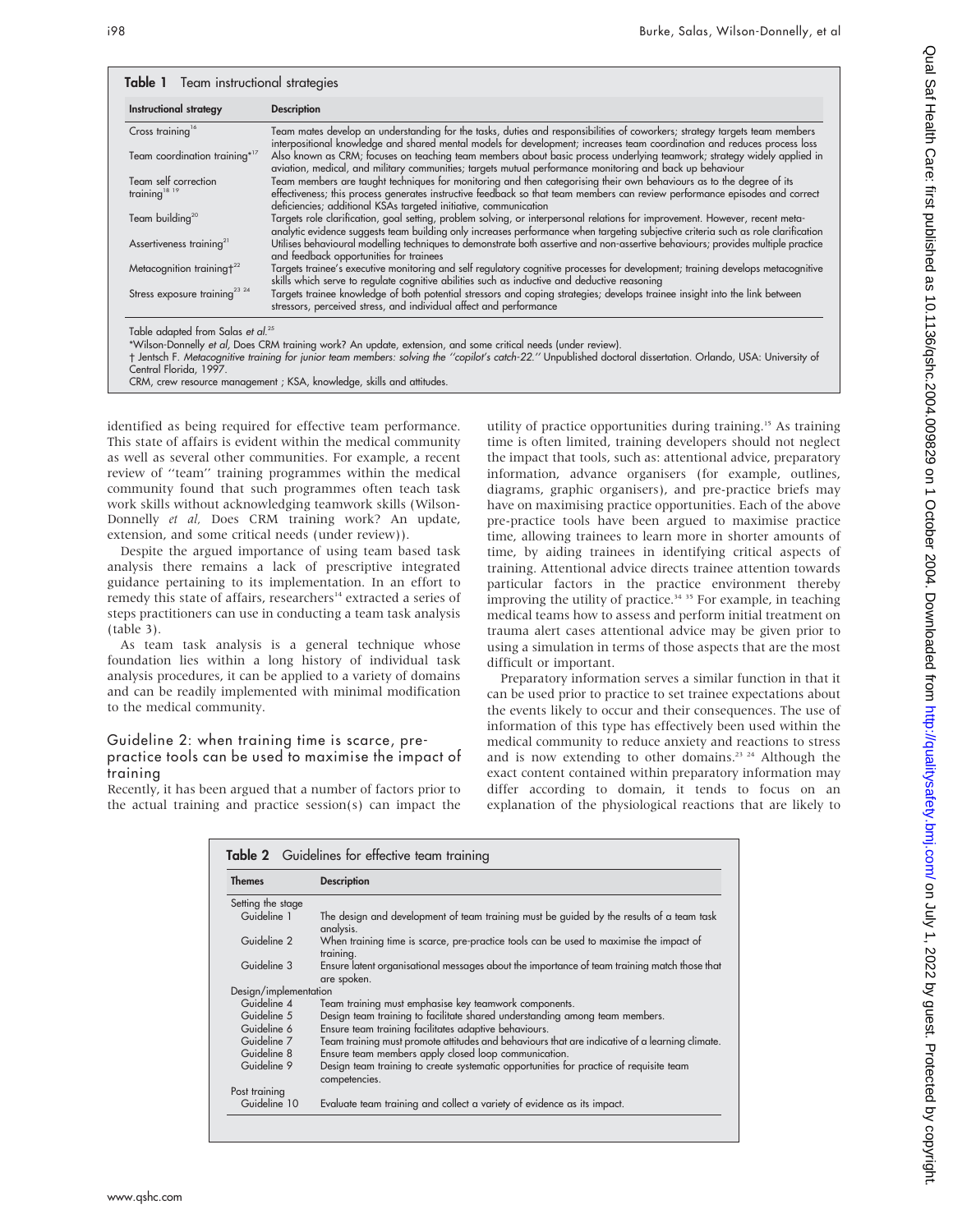**Table 1** Team instructional strategies

| Instructional strategy | Description |
|---|---|
| Cross training[16] | Team mates develop an understanding for the tasks, duties and responsibilities of coworkers; strategy targets team members interpositional knowledge and shared mental models for development; increases team coordination and reduces process loss |
| Team coordination training*[17] | Also known as CRM; focuses on teaching team members about basic process underlying teamwork; strategy widely applied in aviation, medical, and military communities; targets mutual performance monitoring and back up behaviour |
| Team self correction training[18 19] | Team members are taught techniques for monitoring and then categorising their own behaviours as to the degree of its effectiveness; this process generates instructive feedback so that team members can review performance episodes and correct deficiencies; additional KSAs targeted initiative, communication |
| Team building[20] | Targets role clarification, goal setting, problem solving, or interpersonal relations for improvement. However, recent meta-analytic evidence suggests team building only increases performance when targeting subjective criteria such as role clarification |
| Assertiveness training[21] | Utilises behavioural modelling techniques to demonstrate both assertive and non-assertive behaviours; provides multiple practice and feedback opportunities for trainees |
| Metacognition training†[22] | Targets trainee's executive monitoring and self regulatory cognitive processes for development; training develops metacognitive skills which serve to regulate cognitive abilities such as inductive and deductive reasoning |
| Stress exposure training[23 24] | Targets trainee knowledge of both potential stressors and coping strategies; develops trainee insight into the link between stressors, perceived stress, and individual affect and performance |

Table adapted from Salas *et al*.[25]
*Wilson-Donnelly *et al*, Does CRM training work? An update, extension, and some critical needs (under review).
† Jentsch F. *Metacognitive training for junior team members: solving the "copilot's catch-22."* Unpublished doctoral dissertation. Orlando, USA: University of Central Florida, 1997.
CRM, crew resource management ; KSA, knowledge, skills and attitudes.

identified as being required for effective team performance. This state of affairs is evident within the medical community as well as several other communities. For example, a recent review of "team" training programmes within the medical community found that such programmes often teach task work skills without acknowledging teamwork skills (Wilson-Donnelly *et al*, Does CRM training work? An update, extension, and some critical needs (under review)).

Despite the argued importance of using team based task analysis there remains a lack of prescriptive integrated guidance pertaining to its implementation. In an effort to remedy this state of affairs, researchers[14] extracted a series of steps practitioners can use in conducting a team task analysis (table 3).

As team task analysis is a general technique whose foundation lies within a long history of individual task analysis procedures, it can be applied to a variety of domains and can be readily implemented with minimal modification to the medical community.

### Guideline 2: when training time is scarce, pre-practice tools can be used to maximise the impact of training

Recently, it has been argued that a number of factors prior to the actual training and practice session(s) can impact the utility of practice opportunities during training.[15] As training time is often limited, training developers should not neglect the impact that tools, such as: attentional advice, preparatory information, advance organisers (for example, outlines, diagrams, graphic organisers), and pre-practice briefs may have on maximising practice opportunities. Each of the above pre-practice tools have been argued to maximise practice time, allowing trainees to learn more in shorter amounts of time, by aiding trainees in identifying critical aspects of training. Attentional advice directs trainee attention towards particular factors in the practice environment thereby improving the utility of practice.[34 35] For example, in teaching medical teams how to assess and perform initial treatment on trauma alert cases attentional advice may be given prior to using a simulation in terms of those aspects that are the most difficult or important.

Preparatory information serves a similar function in that it can be used prior to practice to set trainee expectations about the events likely to occur and their consequences. The use of information of this type has effectively been used within the medical community to reduce anxiety and reactions to stress and is now extending to other domains.[23 24] Although the exact content contained within preparatory information may differ according to domain, it tends to focus on an explanation of the physiological reactions that are likely to

**Table 2** Guidelines for effective team training

| Themes | Description |
|---|---|
| Setting the stage | |
| Guideline 1 | The design and development of team training must be guided by the results of a team task analysis. |
| Guideline 2 | When training time is scarce, pre-practice tools can be used to maximise the impact of training. |
| Guideline 3 | Ensure latent organisational messages about the importance of team training match those that are spoken. |
| Design/implementation | |
| Guideline 4 | Team training must emphasise key teamwork components. |
| Guideline 5 | Design team training to facilitate shared understanding among team members. |
| Guideline 6 | Ensure team training facilitates adaptive behaviours. |
| Guideline 7 | Team training must promote attitudes and behaviours that are indicative of a learning climate. |
| Guideline 8 | Ensure team members apply closed loop communication. |
| Guideline 9 | Design team training to create systematic opportunities for practice of requisite team competencies. |
| Post training | |
| Guideline 10 | Evaluate team training and collect a variety of evidence as its impact. |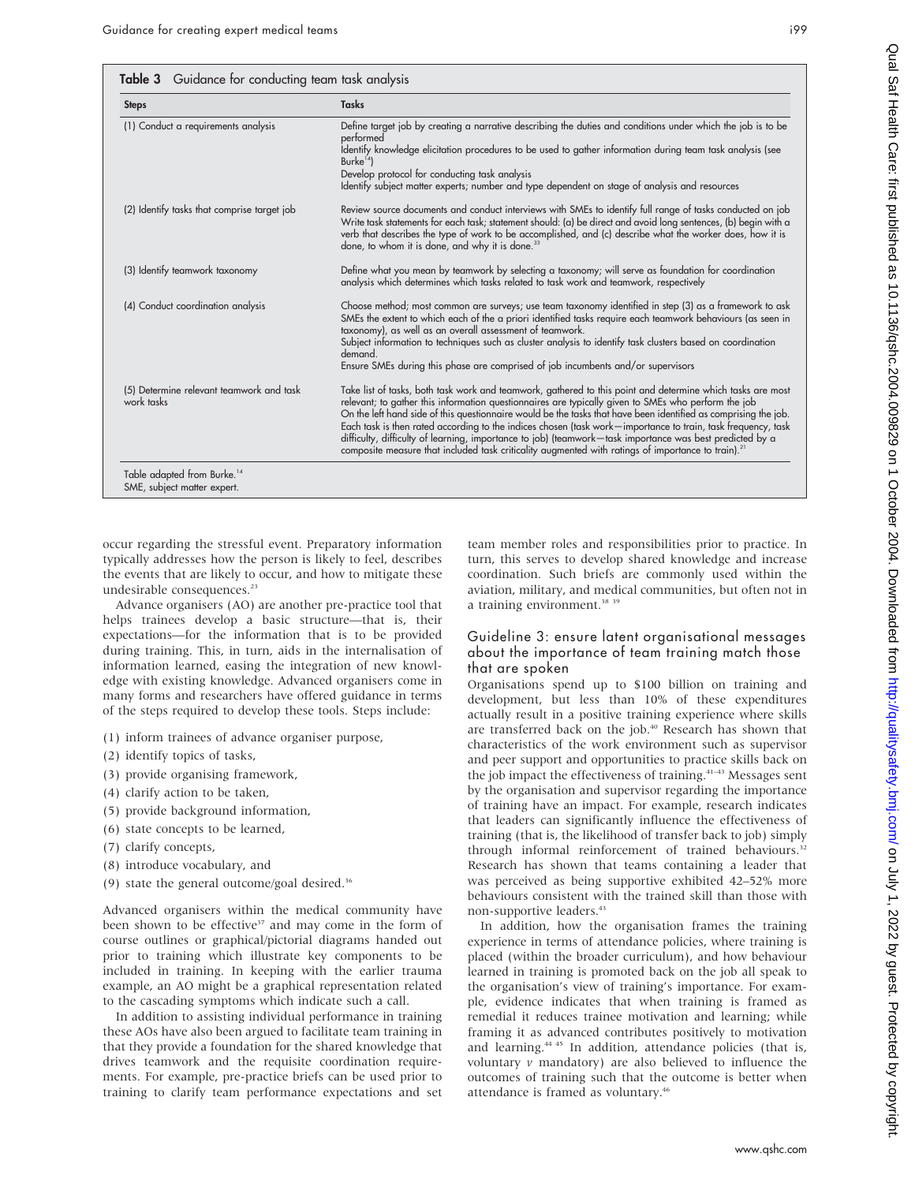**Table 3** Guidance for conducting team task analysis

| Steps | Tasks |
|---|---|
| (1) Conduct a requirements analysis | Define target job by creating a narrative describing the duties and conditions under which the job is to be performed<br>Identify knowledge elicitation procedures to be used to gather information during team task analysis (see Burke[14])<br>Develop protocol for conducting task analysis<br>Identify subject matter experts; number and type dependent on stage of analysis and resources |
| (2) Identify tasks that comprise target job | Review source documents and conduct interviews with SMEs to identify full range of tasks conducted on job<br>Write task statements for each task; statement should: (a) be direct and avoid long sentences, (b) begin with a verb that describes the type of work to be accomplished, and (c) describe what the worker does, how it is done, to whom it is done, and why it is done.[33] |
| (3) Identify teamwork taxonomy | Define what you mean by teamwork by selecting a taxonomy; will serve as foundation for coordination analysis which determines which tasks related to task work and teamwork, respectively |
| (4) Conduct coordination analysis | Choose method; most common are surveys; use team taxonomy identified in step (3) as a framework to ask SMEs the extent to which each of the a priori identified tasks require each teamwork behaviours (as seen in taxonomy), as well as an overall assessment of teamwork.<br>Subject information to techniques such as cluster analysis to identify task clusters based on coordination demand.<br>Ensure SMEs during this phase are comprised of job incumbents and/or supervisors |
| (5) Determine relevant teamwork and task work tasks | Take list of tasks, both task work and teamwork, gathered to this point and determine which tasks are most relevant; to gather this information questionnaires are typically given to SMEs who perform the job<br>On the left hand side of this questionnaire would be the tasks that have been identified as comprising the job. Each task is then rated according to the indices chosen (task work—importance to train, task frequency, task difficulty, difficulty of learning, importance to job) (teamwork—task importance was best predicted by a composite measure that included task criticality augmented with ratings of importance to train).[21] |

Table adapted from Burke.[14]
SME, subject matter expert.

occur regarding the stressful event. Preparatory information typically addresses how the person is likely to feel, describes the events that are likely to occur, and how to mitigate these undesirable consequences.[23]

Advance organisers (AO) are another pre-practice tool that helps trainees develop a basic structure—that is, their expectations—for the information that is to be provided during training. This, in turn, aids in the internalisation of information learned, easing the integration of new knowledge with existing knowledge. Advanced organisers come in many forms and researchers have offered guidance in terms of the steps required to develop these tools. Steps include:

(1) inform trainees of advance organiser purpose,
(2) identify topics of tasks,
(3) provide organising framework,
(4) clarify action to be taken,
(5) provide background information,
(6) state concepts to be learned,
(7) clarify concepts,
(8) introduce vocabulary, and
(9) state the general outcome/goal desired.[36]

Advanced organisers within the medical community have been shown to be effective[37] and may come in the form of course outlines or graphical/pictorial diagrams handed out prior to training which illustrate key components to be included in training. In keeping with the earlier trauma example, an AO might be a graphical representation related to the cascading symptoms which indicate such a call.

In addition to assisting individual performance in training these AOs have also been argued to facilitate team training in that they provide a foundation for the shared knowledge that drives teamwork and the requisite coordination requirements. For example, pre-practice briefs can be used prior to training to clarify team performance expectations and set team member roles and responsibilities prior to practice. In turn, this serves to develop shared knowledge and increase coordination. Such briefs are commonly used within the aviation, military, and medical communities, but often not in a training environment.[38 39]

## Guideline 3: ensure latent organisational messages about the importance of team training match those that are spoken

Organisations spend up to $100 billion on training and development, but less than 10% of these expenditures actually result in a positive training experience where skills are transferred back on the job.[40] Research has shown that characteristics of the work environment such as supervisor and peer support and opportunities to practice skills back on the job impact the effectiveness of training.[41–43] Messages sent by the organisation and supervisor regarding the importance of training have an impact. For example, research indicates that leaders can significantly influence the effectiveness of training (that is, the likelihood of transfer back to job) simply through informal reinforcement of trained behaviours.[32] Research has shown that teams containing a leader that was perceived as being supportive exhibited 42–52% more behaviours consistent with the trained skill than those with non-supportive leaders.[43]

In addition, how the organisation frames the training experience in terms of attendance policies, where training is placed (within the broader curriculum), and how behaviour learned in training is promoted back on the job all speak to the organisation's view of training's importance. For example, evidence indicates that when training is framed as remedial it reduces trainee motivation and learning; while framing it as advanced contributes positively to motivation and learning.[44 45] In addition, attendance policies (that is, voluntary *v* mandatory) are also believed to influence the outcomes of training such that the outcome is better when attendance is framed as voluntary.[46]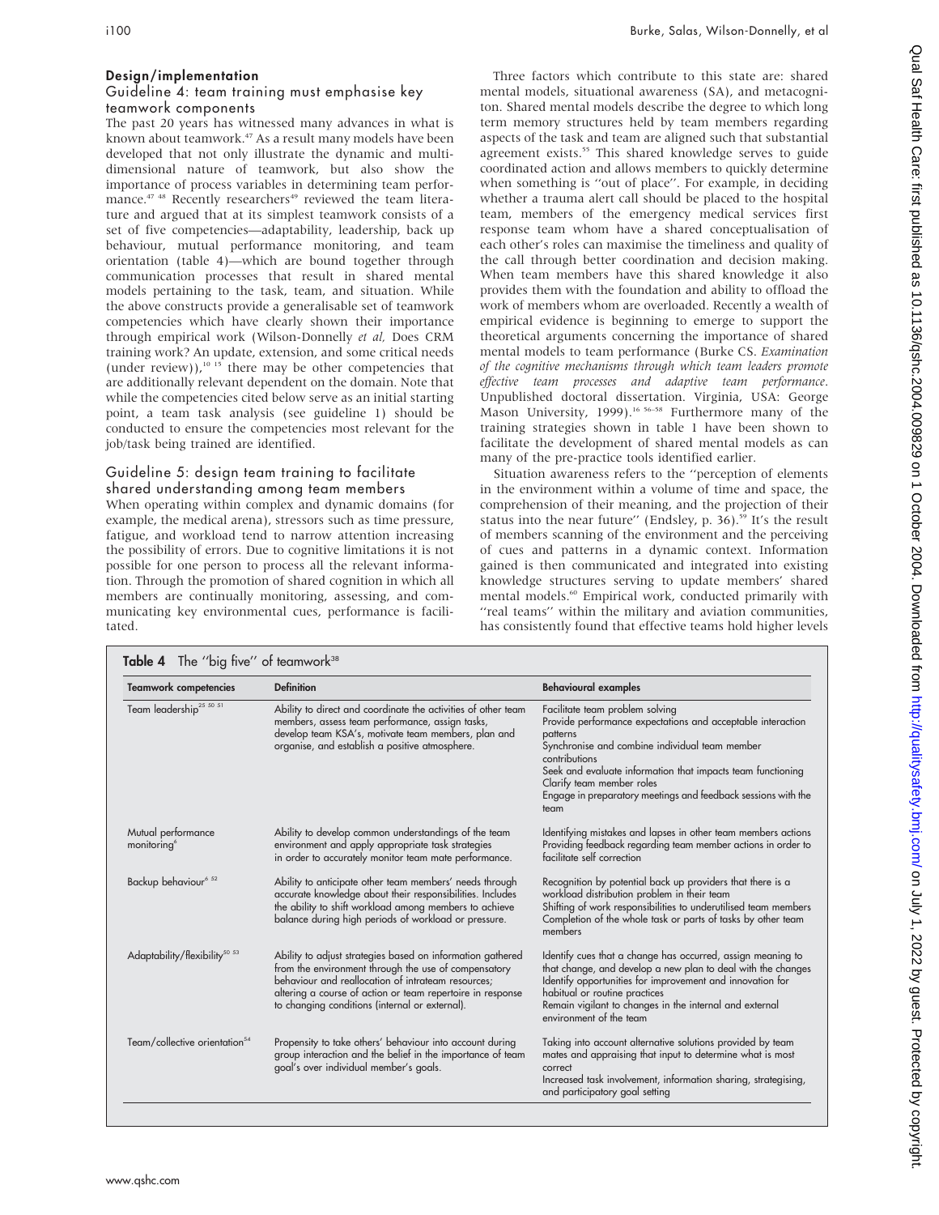## Design/implementation

### Guideline 4: team training must emphasise key teamwork components

The past 20 years has witnessed many advances in what is known about teamwork.[47] As a result many models have been developed that not only illustrate the dynamic and multidimensional nature of teamwork, but also show the importance of process variables in determining team performance.[47 48] Recently researchers[49] reviewed the team literature and argued that at its simplest teamwork consists of a set of five competencies—adaptability, leadership, back up behaviour, mutual performance monitoring, and team orientation (table 4)—which are bound together through communication processes that result in shared mental models pertaining to the task, team, and situation. While the above constructs provide a generalisable set of teamwork competencies which have clearly shown their importance through empirical work (Wilson-Donnelly *et al*, Does CRM training work? An update, extension, and some critical needs (under review)),[10 15] there may be other competencies that are additionally relevant dependent on the domain. Note that while the competencies cited below serve as an initial starting point, a team task analysis (see guideline 1) should be conducted to ensure the competencies most relevant for the job/task being trained are identified.

### Guideline 5: design team training to facilitate shared understanding among team members

When operating within complex and dynamic domains (for example, the medical arena), stressors such as time pressure, fatigue, and workload tend to narrow attention increasing the possibility of errors. Due to cognitive limitations it is not possible for one person to process all the relevant information. Through the promotion of shared cognition in which all members are continually monitoring, assessing, and communicating key environmental cues, performance is facilitated.

Three factors which contribute to this state are: shared mental models, situational awareness (SA), and metacogniton. Shared mental models describe the degree to which long term memory structures held by team members regarding aspects of the task and team are aligned such that substantial agreement exists.[55] This shared knowledge serves to guide coordinated action and allows members to quickly determine when something is ''out of place''. For example, in deciding whether a trauma alert call should be placed to the hospital team, members of the emergency medical services first response team whom have a shared conceptualisation of each other's roles can maximise the timeliness and quality of the call through better coordination and decision making. When team members have this shared knowledge it also provides them with the foundation and ability to offload the work of members whom are overloaded. Recently a wealth of empirical evidence is beginning to emerge to support the theoretical arguments concerning the importance of shared mental models to team performance (Burke CS. *Examination of the cognitive mechanisms through which team leaders promote effective team processes and adaptive team performance*. Unpublished doctoral dissertation. Virginia, USA: George Mason University, 1999).[16 56–58] Furthermore many of the training strategies shown in table 1 have been shown to facilitate the development of shared mental models as can many of the pre-practice tools identified earlier.

Situation awareness refers to the ''perception of elements in the environment within a volume of time and space, the comprehension of their meaning, and the projection of their status into the near future'' (Endsley, p. 36).[59] It's the result of members scanning of the environment and the perceiving of cues and patterns in a dynamic context. Information gained is then communicated and integrated into existing knowledge structures serving to update members' shared mental models.[60] Empirical work, conducted primarily with ''real teams'' within the military and aviation communities, has consistently found that effective teams hold higher levels

**Table 4** The ''big five'' of teamwork[38]

| Teamwork competencies | Definition | Behavioural examples |
|---|---|---|
| Team leadership[25 50 51] | Ability to direct and coordinate the activities of other team members, assess team performance, assign tasks, develop team KSA's, motivate team members, plan and organise, and establish a positive atmosphere. | Facilitate team problem solving<br>Provide performance expectations and acceptable interaction patterns<br>Synchronise and combine individual team member contributions<br>Seek and evaluate information that impacts team functioning<br>Clarify team member roles<br>Engage in preparatory meetings and feedback sessions with the team |
| Mutual performance monitoring[6] | Ability to develop common understandings of the team environment and apply appropriate task strategies in order to accurately monitor team mate performance. | Identifying mistakes and lapses in other team members actions<br>Providing feedback regarding team member actions in order to facilitate self correction |
| Backup behaviour[6 52] | Ability to anticipate other team members' needs through accurate knowledge about their responsibilities. Includes the ability to shift workload among members to achieve balance during high periods of workload or pressure. | Recognition by potential back up providers that there is a workload distribution problem in their team<br>Shifting of work responsibilities to underutilised team members<br>Completion of the whole task or parts of tasks by other team members |
| Adaptability/flexibility[50 53] | Ability to adjust strategies based on information gathered from the environment through the use of compensatory behaviour and reallocation of intrateam resources; altering a course of action or team repertoire in response to changing conditions (internal or external). | Identify cues that a change has occurred, assign meaning to that change, and develop a new plan to deal with the changes<br>Identify opportunities for improvement and innovation for habitual or routine practices<br>Remain vigilant to changes in the internal and external environment of the team |
| Team/collective orientation[54] | Propensity to take others' behaviour into account during group interaction and the belief in the importance of team goal's over individual member's goals. | Taking into account alternative solutions provided by team mates and appraising that input to determine what is most correct<br>Increased task involvement, information sharing, strategising, and participatory goal setting |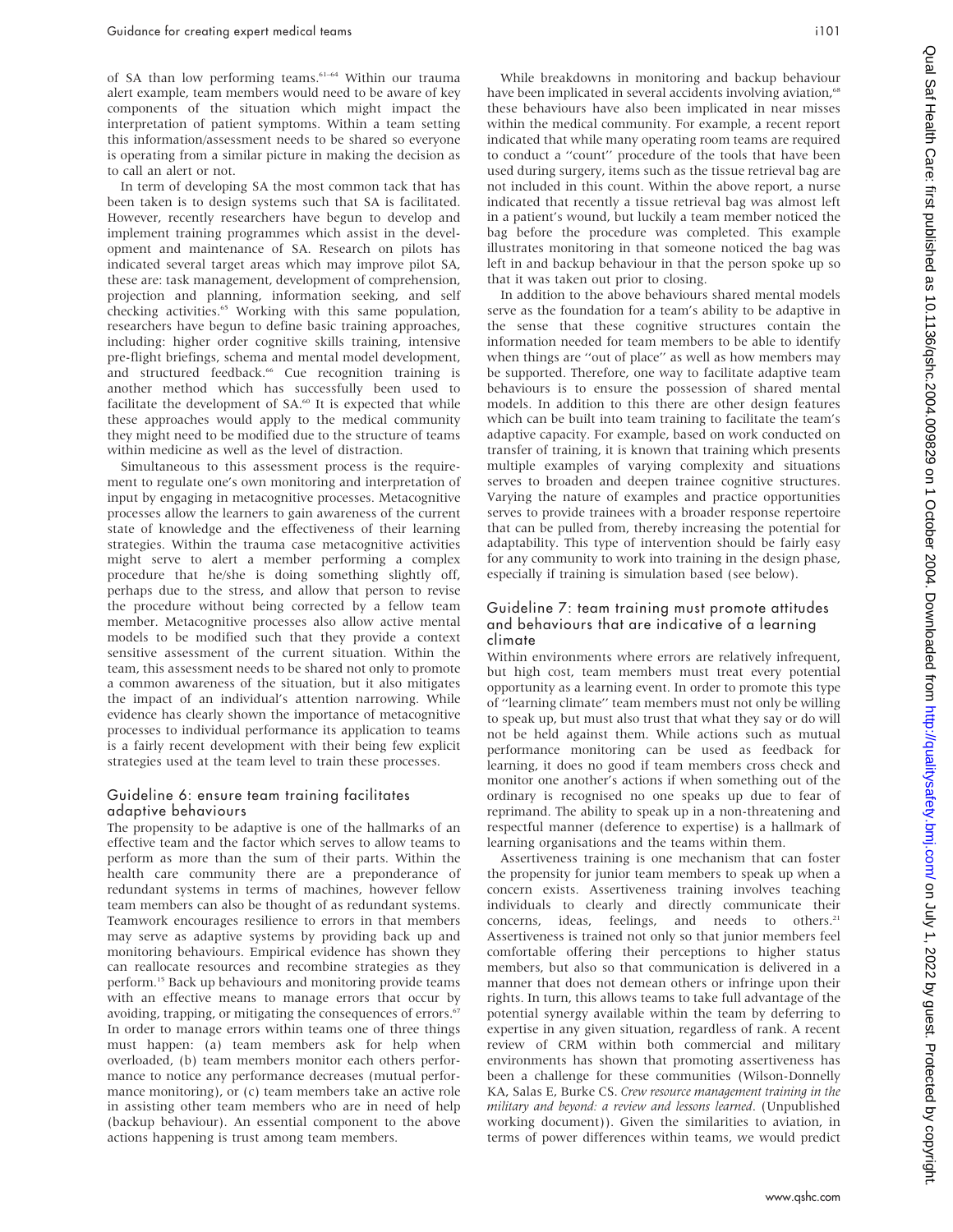of SA than low performing teams.[61–64] Within our trauma alert example, team members would need to be aware of key components of the situation which might impact the interpretation of patient symptoms. Within a team setting this information/assessment needs to be shared so everyone is operating from a similar picture in making the decision as to call an alert or not.

In term of developing SA the most common tack that has been taken is to design systems such that SA is facilitated. However, recently researchers have begun to develop and implement training programmes which assist in the development and maintenance of SA. Research on pilots has indicated several target areas which may improve pilot SA, these are: task management, development of comprehension, projection and planning, information seeking, and self checking activities.[65] Working with this same population, researchers have begun to define basic training approaches, including: higher order cognitive skills training, intensive pre-flight briefings, schema and mental model development, and structured feedback.[66] Cue recognition training is another method which has successfully been used to facilitate the development of SA.[60] It is expected that while these approaches would apply to the medical community they might need to be modified due to the structure of teams within medicine as well as the level of distraction.

Simultaneous to this assessment process is the requirement to regulate one's own monitoring and interpretation of input by engaging in metacognitive processes. Metacognitive processes allow the learners to gain awareness of the current state of knowledge and the effectiveness of their learning strategies. Within the trauma case metacognitive activities might serve to alert a member performing a complex procedure that he/she is doing something slightly off, perhaps due to the stress, and allow that person to revise the procedure without being corrected by a fellow team member. Metacognitive processes also allow active mental models to be modified such that they provide a context sensitive assessment of the current situation. Within the team, this assessment needs to be shared not only to promote a common awareness of the situation, but it also mitigates the impact of an individual's attention narrowing. While evidence has clearly shown the importance of metacognitive processes to individual performance its application to teams is a fairly recent development with their being few explicit strategies used at the team level to train these processes.

## Guideline 6: ensure team training facilitates adaptive behaviours

The propensity to be adaptive is one of the hallmarks of an effective team and the factor which serves to allow teams to perform as more than the sum of their parts. Within the health care community there are a preponderance of redundant systems in terms of machines, however fellow team members can also be thought of as redundant systems. Teamwork encourages resilience to errors in that members may serve as adaptive systems by providing back up and monitoring behaviours. Empirical evidence has shown they can reallocate resources and recombine strategies as they perform.[15] Back up behaviours and monitoring provide teams with an effective means to manage errors that occur by avoiding, trapping, or mitigating the consequences of errors.[67] In order to manage errors within teams one of three things must happen: (a) team members ask for help when overloaded, (b) team members monitor each others performance to notice any performance decreases (mutual performance monitoring), or (c) team members take an active role in assisting other team members who are in need of help (backup behaviour). An essential component to the above actions happening is trust among team members.

While breakdowns in monitoring and backup behaviour have been implicated in several accidents involving aviation,[68] these behaviours have also been implicated in near misses within the medical community. For example, a recent report indicated that while many operating room teams are required to conduct a ''count'' procedure of the tools that have been used during surgery, items such as the tissue retrieval bag are not included in this count. Within the above report, a nurse indicated that recently a tissue retrieval bag was almost left in a patient's wound, but luckily a team member noticed the bag before the procedure was completed. This example illustrates monitoring in that someone noticed the bag was left in and backup behaviour in that the person spoke up so that it was taken out prior to closing.

In addition to the above behaviours shared mental models serve as the foundation for a team's ability to be adaptive in the sense that these cognitive structures contain the information needed for team members to be able to identify when things are ''out of place'' as well as how members may be supported. Therefore, one way to facilitate adaptive team behaviours is to ensure the possession of shared mental models. In addition to this there are other design features which can be built into team training to facilitate the team's adaptive capacity. For example, based on work conducted on transfer of training, it is known that training which presents multiple examples of varying complexity and situations serves to broaden and deepen trainee cognitive structures. Varying the nature of examples and practice opportunities serves to provide trainees with a broader response repertoire that can be pulled from, thereby increasing the potential for adaptability. This type of intervention should be fairly easy for any community to work into training in the design phase, especially if training is simulation based (see below).

## Guideline 7: team training must promote attitudes and behaviours that are indicative of a learning climate

Within environments where errors are relatively infrequent, but high cost, team members must treat every potential opportunity as a learning event. In order to promote this type of ''learning climate'' team members must not only be willing to speak up, but must also trust that what they say or do will not be held against them. While actions such as mutual performance monitoring can be used as feedback for learning, it does no good if team members cross check and monitor one another's actions if when something out of the ordinary is recognised no one speaks up due to fear of reprimand. The ability to speak up in a non-threatening and respectful manner (deference to expertise) is a hallmark of learning organisations and the teams within them.

Assertiveness training is one mechanism that can foster the propensity for junior team members to speak up when a concern exists. Assertiveness training involves teaching individuals to clearly and directly communicate their concerns, ideas, feelings, and needs to others.[21] Assertiveness is trained not only so that junior members feel comfortable offering their perceptions to higher status members, but also so that communication is delivered in a manner that does not demean others or infringe upon their rights. In turn, this allows teams to take full advantage of the potential synergy available within the team by deferring to expertise in any given situation, regardless of rank. A recent review of CRM within both commercial and military environments has shown that promoting assertiveness has been a challenge for these communities (Wilson-Donnelly KA, Salas E, Burke CS. *Crew resource management training in the military and beyond: a review and lessons learned*. (Unpublished working document)). Given the similarities to aviation, in terms of power differences within teams, we would predict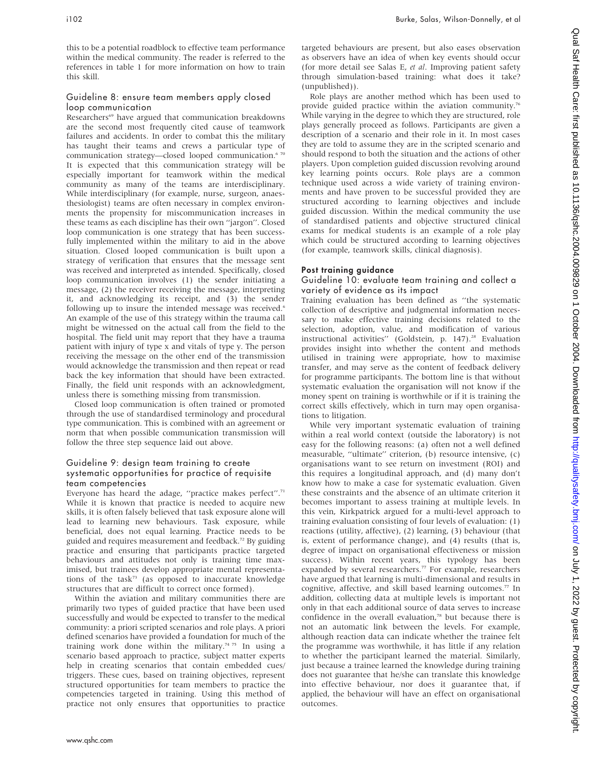this to be a potential roadblock to effective team performance within the medical community. The reader is referred to the references in table 1 for more information on how to train this skill.

### Guideline 8: ensure team members apply closed loop communication

Researchers[69] have argued that communication breakdowns are the second most frequently cited cause of teamwork failures and accidents. In order to combat this the military has taught their teams and crews a particular type of communication strategy—closed looped communication.[6 70] It is expected that this communication strategy will be especially important for teamwork within the medical community as many of the teams are interdisciplinary. While interdisciplinary (for example, nurse, surgeon, anaesthesiologist) teams are often necessary in complex environments the propensity for miscommunication increases in these teams as each discipline has their own ''jargon''. Closed loop communication is one strategy that has been successfully implemented within the military to aid in the above situation. Closed looped communication is built upon a strategy of verification that ensures that the message sent was received and interpreted as intended. Specifically, closed loop communication involves (1) the sender initiating a message, (2) the receiver receiving the message, interpreting it, and acknowledging its receipt, and (3) the sender following up to insure the intended message was received.[6] An example of the use of this strategy within the trauma call might be witnessed on the actual call from the field to the hospital. The field unit may report that they have a trauma patient with injury of type x and vitals of type y. The person receiving the message on the other end of the transmission would acknowledge the transmission and then repeat or read back the key information that should have been extracted. Finally, the field unit responds with an acknowledgment, unless there is something missing from transmission.

Closed loop communication is often trained or promoted through the use of standardised terminology and procedural type communication. This is combined with an agreement or norm that when possible communication transmission will follow the three step sequence laid out above.

### Guideline 9: design team training to create systematic opportunities for practice of requisite team competencies

Everyone has heard the adage, ''practice makes perfect''.[71] While it is known that practice is needed to acquire new skills, it is often falsely believed that task exposure alone will lead to learning new behaviours. Task exposure, while beneficial, does not equal learning. Practice needs to be guided and requires measurement and feedback.[72] By guiding practice and ensuring that participants practice targeted behaviours and attitudes not only is training time maximised, but trainees develop appropriate mental representations of the task[73] (as opposed to inaccurate knowledge structures that are difficult to correct once formed).

Within the aviation and military communities there are primarily two types of guided practice that have been used successfully and would be expected to transfer to the medical community: a priori scripted scenarios and role plays. A priori defined scenarios have provided a foundation for much of the training work done within the military.[74 75] In using a scenario based approach to practice, subject matter experts help in creating scenarios that contain embedded cues/triggers. These cues, based on training objectives, represent structured opportunities for team members to practice the competencies targeted in training. Using this method of practice not only ensures that opportunities to practice targeted behaviours are present, but also eases observation as observers have an idea of when key events should occur (for more detail see Salas E, *et al*. Improving patient safety through simulation-based training: what does it take? (unpublished)).

Role plays are another method which has been used to provide guided practice within the aviation community.[76] While varying in the degree to which they are structured, role plays generally proceed as follows. Participants are given a description of a scenario and their role in it. In most cases they are told to assume they are in the scripted scenario and should respond to both the situation and the actions of other players. Upon completion guided discussion revolving around key learning points occurs. Role plays are a common technique used across a wide variety of training environments and have proven to be successful provided they are structured according to learning objectives and include guided discussion. Within the medical community the use of standardised patients and objective structured clinical exams for medical students is an example of a role play which could be structured according to learning objectives (for example, teamwork skills, clinical diagnosis).

## Post training guidance

### Guideline 10: evaluate team training and collect a variety of evidence as its impact

Training evaluation has been defined as ''the systematic collection of descriptive and judgmental information necessary to make effective training decisions related to the selection, adoption, value, and modification of various instructional activities'' (Goldstein, p. 147).[28] Evaluation provides insight into whether the content and methods utilised in training were appropriate, how to maximise transfer, and may serve as the content of feedback delivery for programme participants. The bottom line is that without systematic evaluation the organisation will not know if the money spent on training is worthwhile or if it is training the correct skills effectively, which in turn may open organisations to litigation.

While very important systematic evaluation of training within a real world context (outside the laboratory) is not easy for the following reasons: (a) often not a well defined measurable, ''ultimate'' criterion, (b) resource intensive, (c) organisations want to see return on investment (ROI) and this requires a longitudinal approach, and (d) many don't know how to make a case for systematic evaluation. Given these constraints and the absence of an ultimate criterion it becomes important to assess training at multiple levels. In this vein, Kirkpatrick argued for a multi-level approach to training evaluation consisting of four levels of evaluation: (1) reactions (utility, affective), (2) learning, (3) behaviour (that is, extent of performance change), and (4) results (that is, degree of impact on organisational effectiveness or mission success). Within recent years, this typology has been expanded by several researchers.[77] For example, researchers have argued that learning is multi-dimensional and results in cognitive, affective, and skill based learning outcomes.[77] In addition, collecting data at multiple levels is important not only in that each additional source of data serves to increase confidence in the overall evaluation,[78] but because there is not an automatic link between the levels. For example, although reaction data can indicate whether the trainee felt the programme was worthwhile, it has little if any relation to whether the participant learned the material. Similarly, just because a trainee learned the knowledge during training does not guarantee that he/she can translate this knowledge into effective behaviour, nor does it guarantee that, if applied, the behaviour will have an effect on organisational outcomes.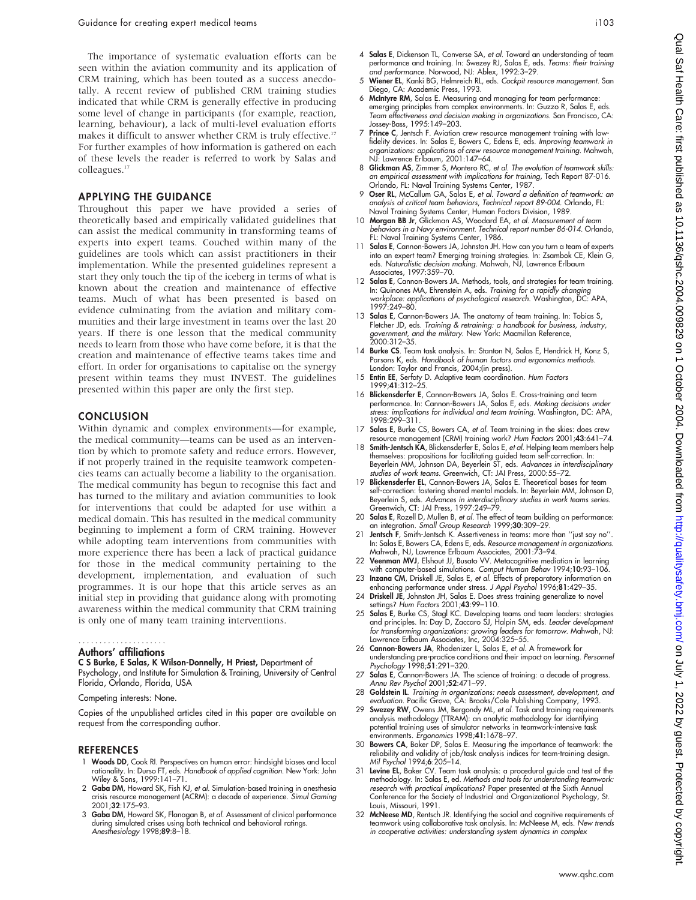The importance of systematic evaluation efforts can be seen within the aviation community and its application of CRM training, which has been touted as a success anecdotally. A recent review of published CRM training studies indicated that while CRM is generally effective in producing some level of change in participants (for example, reaction, learning, behaviour), a lack of multi-level evaluation efforts makes it difficult to answer whether CRM is truly effective.[17] For further examples of how information is gathered on each of these levels the reader is referred to work by Salas and colleagues.[17]

## APPLYING THE GUIDANCE

Throughout this paper we have provided a series of theoretically based and empirically validated guidelines that can assist the medical community in transforming teams of experts into expert teams. Couched within many of the guidelines are tools which can assist practitioners in their implementation. While the presented guidelines represent a start they only touch the tip of the iceberg in terms of what is known about the creation and maintenance of effective teams. Much of what has been presented is based on evidence culminating from the aviation and military communities and their large investment in teams over the last 20 years. If there is one lesson that the medical community needs to learn from those who have come before, it is that the creation and maintenance of effective teams takes time and effort. In order for organisations to capitalise on the synergy present within teams they must INVEST. The guidelines presented within this paper are only the first step.

## CONCLUSION

Within dynamic and complex environments—for example, the medical community—teams can be used as an intervention by which to promote safety and reduce errors. However, if not properly trained in the requisite teamwork competencies teams can actually become a liability to the organisation. The medical community has begun to recognise this fact and has turned to the military and aviation communities to look for interventions that could be adapted for use within a medical domain. This has resulted in the medical community beginning to implement a form of CRM training. However while adopting team interventions from communities with more experience there has been a lack of practical guidance for those in the medical community pertaining to the development, implementation, and evaluation of such programmes. It is our hope that this article serves as an initial step in providing that guidance along with promoting awareness within the medical community that CRM training is only one of many team training interventions.

### Authors' affiliations

**C S Burke, E Salas, K Wilson-Donnelly, H Priest,** Department of Psychology, and Institute for Simulation & Training, University of Central Florida, Orlando, Florida, USA

Competing interests: None.

Copies of the unpublished articles cited in this paper are available on request from the corresponding author.

## REFERENCES

1. **Woods DD**, Cook RI. Perspectives on human error: hindsight biases and local rationality. In: Durso FT, eds. *Handbook of applied cognition*. New York: John Wiley & Sons, 1999:141–71.
2. **Gaba DM**, Howard SK, Fish KJ, *et al*. Simulation-based training in anesthesia crisis resource management (ACRM): a decade of experience. *Simul Gaming* 2001;**32**:175–93.
3. **Gaba DM**, Howard SK, Flanagan B, *et al*. Assessment of clinical performance during simulated crises using both technical and behavioral ratings. *Anesthesiology* 1998;**89**:8–18.
4. **Salas E**, Dickenson TL, Converse SA, *et al*. Toward an understanding of team performance and training. In: Swezey RJ, Salas E, eds. *Teams: their training and performance*. Norwood, NJ: Ablex, 1992:3–29.
5. **Wiener EL**, Kanki BG, Helmreich RL, eds. *Cockpit resource management*. San Diego, CA: Academic Press, 1993.
6. **McIntyre RM**, Salas E. Measuring and managing for team performance: emerging principles from complex environments. In: Guzzo R, Salas E, eds. *Team effectiveness and decision making in organizations*. San Francisco, CA: Jossey-Bass, 1995:149–203.
7. **Prince C**, Jentsch F. Aviation crew resource management training with low-fidelity devices. In: Salas E, Bowers C, Edens E, eds. *Improving teamwork in organizations: applications of crew resource management training*. Mahwah, NJ: Lawrence Erlbaum, 2001:147–64.
8. **Glickman AS**, Zimmer S, Montero RC, *et al*. *The evolution of teamwork skills: an empirical assessment with implications for training*, Tech Report 87-016. Orlando, FL: Naval Training Systems Center, 1987.
9. **Oser RL**, McCallum GA, Salas E, *et al*. *Toward a definition of teamwork: an analysis of critical team behaviors, Technical report 89-004*. Orlando, FL: Naval Training Systems Center, Human Factors Division, 1989.
10. **Morgan BB Jr**, Glickman AS, Woodard EA, *et al*. *Measurement of team behaviors in a Navy environment. Technical report number 86-014*. Orlando, FL: Naval Training Systems Center, 1986.
11. **Salas E**, Cannon-Bowers JA, Johnston JH. How can you turn a team of experts into an expert team? Emerging training strategies. In: Zsambok CE, Klein G, eds. *Naturalistic decision making*. Mahwah, NJ, Lawrence Erlbaum Associates, 1997:359–70.
12. **Salas E**, Cannon-Bowers JA. Methods, tools, and strategies for team training. In: Quinones MA, Ehrenstein A, eds. *Training for a rapidly changing workplace: applications of psychological research*. Washington, DC: APA, 1997:249–80.
13. **Salas E**, Cannon-Bowers JA. The anatomy of team training. In: Tobias S, Fletcher JD, eds. *Training & retraining: a handbook for business, industry, government, and the military*. New York: Macmillan Reference, 2000:312–35.
14. **Burke CS**. Team task analysis. In: Stanton N, Salas E, Hendrick H, Konz S, Parsons K, eds. *Handbook of human factors and ergonomics methods*. London: Taylor and Francis, 2004;(in press).
15. **Entin EE**, Serfaty D. Adaptive team coordination. *Hum Factors* 1999;**41**:312–25.
16. **Blickensderfer E**, Cannon-Bowers JA, Salas E. Cross-training and team performance. In: Cannon-Bowers JA, Salas E, eds. *Making decisions under stress: implications for individual and team training*. Washington, DC: APA, 1998:299–311.
17. **Salas E**, Burke CS, Bowers CA, *et al*. Team training in the skies: does crew resource management (CRM) training work? *Hum Factors* 2001;**43**:641–74.
18. **Smith-Jentsch KA**, Blickensderfer E, Salas E, *et al*. Helping team members help themselves: propositions for facilitating guided team self-correction. In: Beyerlein MM, Johnson DA, Beyerlein ST, eds. *Advances in interdisciplinary studies of work teams*. Greenwich, CT: JAI Press, 2000:55–72.
19. **Blickensderfer EL**, Cannon-Bowers JA, Salas E. Theoretical bases for team self-correction: fostering shared mental models. In: Beyerlein MM, Johnson D, Beyerlein S, eds. *Advances in interdisciplinary studies in work teams series*. Greenwich, CT: JAI Press, 1997:249–79.
20. **Salas E**, Rozell D, Mullen B, *et al*. The effect of team building on performance: an integration. *Small Group Research* 1999;**30**:309–29.
21. **Jentsch F**, Smith-Jentsch K. Assertiveness in teams: more than "just say no". In: Salas E, Bowers CA, Edens E, eds. *Resource management in organizations*. Mahwah, NJ, Lawrence Erlbaum Associates, 2001:73–94.
22. **Veenman MVJ**, Elshout JJ, Busato VV. Metacognitive mediation in learning with computer-based simulations. *Comput Human Behav* 1994;**10**:93–106.
23. **Inzana CM**, Driskell JE, Salas E, *et al*. Effects of preparatory information on enhancing performance under stress. *J Appl Psychol* 1996;**81**:429–35.
24. **Driskell JE**, Johnston JH, Salas E. Does stress training generalize to novel settings? *Hum Factors* 2001;**43**:99–110.
25. **Salas E**, Burke CS, Stagl KC. Developing teams and team leaders: strategies and principles. In: Day D, Zaccaro SJ, Halpin SM, eds. *Leader development for transforming organizations: growing leaders for tomorrow*. Mahwah, NJ: Lawrence Erlbaum Associates, Inc, 2004:325–55.
26. **Cannon-Bowers JA**, Rhodenizer L, Salas E, *et al*. A framework for understanding pre-practice conditions and their impact on learning. *Personnel Psychology* 1998;**51**:291–320.
27. **Salas E**, Cannon-Bowers JA. The science of training: a decade of progress. *Annu Rev Psychol* 2001;**52**:471–99.
28. **Goldstein IL**. *Training in organizations: needs assessment, development, and evaluation*. Pacific Grove, CA: Brooks/Cole Publishing Company, 1993.
29. **Swezey RW**, Owens JM, Bergondy ML, *et al*. Task and training requirements analysis methodology (TTRAM): an analytic methodology for identifying potential training uses of simulator networks in teamwork-intensive task environments. *Ergonomics* 1998;**41**:1678–97.
30. **Bowers CA**, Baker DP, Salas E. Measuring the importance of teamwork: the reliability and validity of job/task analysis indices for team-training design. *Mil Psychol* 1994;**6**:205–14.
31. **Levine EL**, Baker CV. Team task analysis: a procedural guide and test of the methodology. In: Salas E, ed. *Methods and tools for understanding teamwork: research with practical implications*? Paper presented at the Sixth Annual Conference for the Society of Industrial and Organizational Psychology, St. Louis, Missouri, 1991.
32. **McNeese MD**, Rentsch JR. Identifying the social and cognitive requirements of teamwork using collaborative task analysis. In: McNeese M, eds. *New trends in cooperative activities: understanding system dynamics in complex*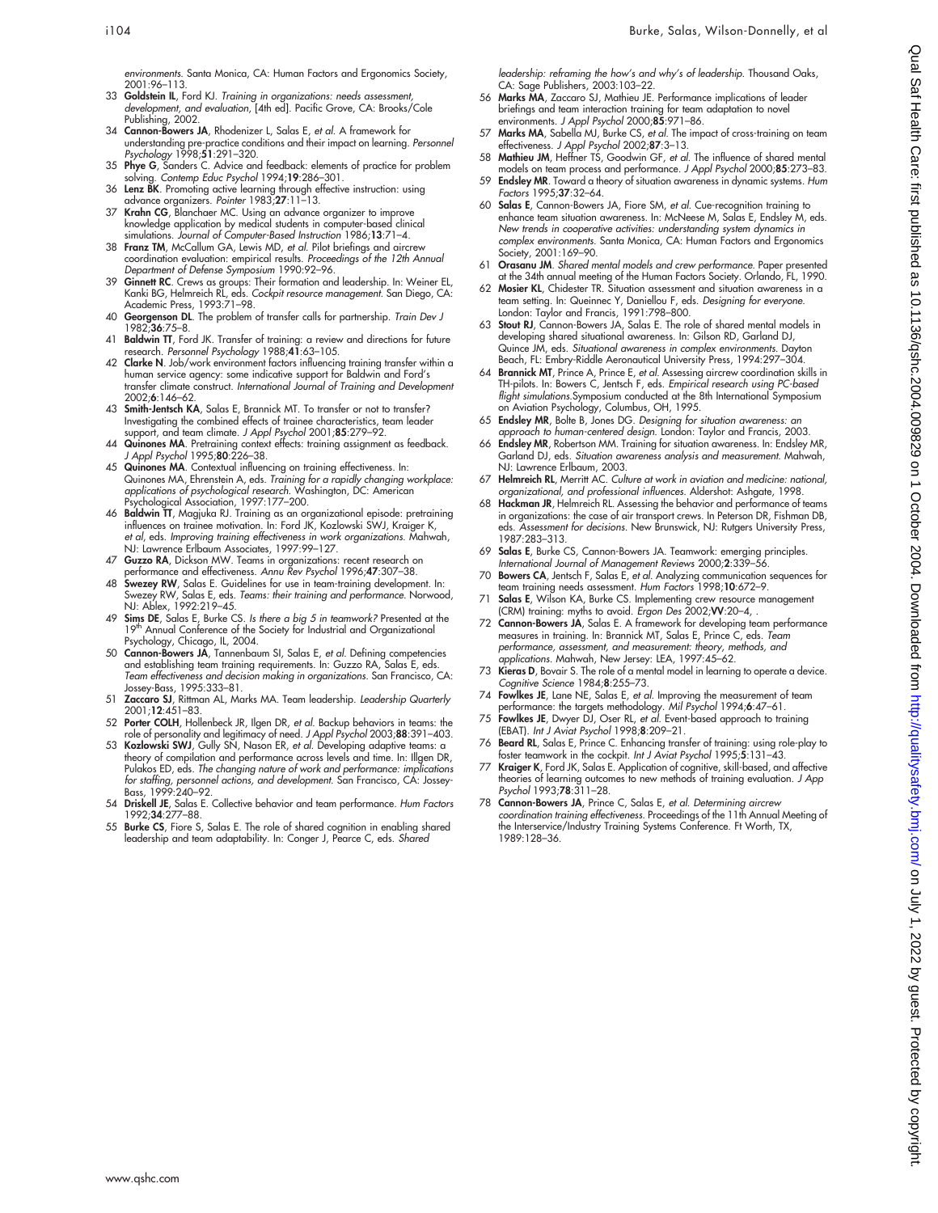environments. Santa Monica, CA: Human Factors and Ergonomics Society, 2001:96–113.

33 **Goldstein IL**, Ford KJ. *Training in organizations: needs assessment, development, and evaluation*, [4th ed]. Pacific Grove, CA: Brooks/Cole Publishing, 2002.

34 **Cannon-Bowers JA**, Rhodenizer L, Salas E, *et al*. A framework for understanding pre-practice conditions and their impact on learning. *Personnel Psychology* 1998;**51**:291–320.

35 **Phye G**, Sanders C. Advice and feedback: elements of practice for problem solving. *Contemp Educ Psychol* 1994;**19**:286–301.

36 **Lenz BK**. Promoting active learning through effective instruction: using advance organizers. *Pointer* 1983;**27**:11–13.

37 **Krahn CG**, Blanchaer MC. Using an advance organizer to improve knowledge application by medical students in computer-based clinical simulations. *Journal of Computer-Based Instruction* 1986;**13**:71–4.

38 **Franz TM**, McCallum GA, Lewis MD, *et al*. Pilot briefings and aircrew coordination evaluation: empirical results. *Proceedings of the 12th Annual Department of Defense Symposium* 1990:92–96.

39 **Ginnett RC**. Crews as groups: Their formation and leadership. In: Weiner EL, Kanki BG, Helmreich RL, eds. *Cockpit resource management*. San Diego, CA: Academic Press, 1993:71–98.

40 **Georgenson DL**. The problem of transfer calls for partnership. *Train Dev J* 1982;**36**:75–8.

41 **Baldwin TT**, Ford JK. Transfer of training: a review and directions for future research. *Personnel Psychology* 1988;**41**:63–105.

42 **Clarke N**. Job/work environment factors influencing training transfer within a human service agency: some indicative support for Baldwin and Ford's transfer climate construct. *International Journal of Training and Development* 2002;**6**:146–62.

43 **Smith-Jentsch KA**, Salas E, Brannick MT. To transfer or not to transfer? Investigating the combined effects of trainee characteristics, team leader support, and team climate. *J Appl Psychol* 2001;**85**:279–92.

44 **Quinones MA**. Pretraining context effects: training assignment as feedback. *J Appl Psychol* 1995;**80**:226–38.

45 **Quinones MA**. Contextual influencing on training effectiveness. In: Quinones MA, Ehrenstein A, eds. *Training for a rapidly changing workplace: applications of psychological research*. Washington, DC: American Psychological Association, 1997:177–200.

46 **Baldwin TT**, Magjuka RJ. Training as an organizational episode: pretraining influences on trainee motivation. In: Ford JK, Kozlowski SWJ, Kraiger K, *et al*, eds. *Improving training effectiveness in work organizations*. Mahwah, NJ: Lawrence Erlbaum Associates, 1997:99–127.

47 **Guzzo RA**, Dickson MW. Teams in organizations: recent research on performance and effectiveness. *Annu Rev Psychol* 1996;**47**:307–38.

48 **Swezey RW**, Salas E. Guidelines for use in team-training development. In: Swezey RW, Salas E, eds. *Teams: their training and performance*. Norwood, NJ: Ablex, 1992:219–45.

49 **Sims DE**, Salas E, Burke CS. *Is there a big 5 in teamwork?* Presented at the 19th Annual Conference of the Society for Industrial and Organizational Psychology, Chicago, IL, 2004.

50 **Cannon-Bowers JA**, Tannenbaum SI, Salas E, *et al*. Defining competencies and establishing team training requirements. In: Guzzo RA, Salas E, eds. *Team effectiveness and decision making in organizations*. San Francisco, CA: Jossey-Bass, 1995:333–81.

51 **Zaccaro SJ**, Rittman AL, Marks MA. Team leadership. *Leadership Quarterly* 2001;**12**:451–83.

52 **Porter COLH**, Hollenbeck JR, Ilgen DR, *et al*. Backup behaviors in teams: the role of personality and legitimacy of need. *J Appl Psychol* 2003;**88**:391–403.

53 **Kozlowski SWJ**, Gully SN, Nason ER, *et al*. Developing adaptive teams: a theory of compilation and performance across levels and time. In: Illgen DR, Pulakos ED, eds. *The changing nature of work and performance: implications for staffing, personnel actions, and development*. San Francisco, CA: Jossey-Bass, 1999:240–92.

54 **Driskell JE**, Salas E. Collective behavior and team performance. *Hum Factors* 1992;**34**:277–88.

55 **Burke CS**, Fiore S, Salas E. The role of shared cognition in enabling shared leadership and team adaptability. In: Conger J, Pearce C, eds. *Shared leadership: reframing the how's and why's of leadership*. Thousand Oaks, CA: Sage Publishers, 2003:103–22.

56 **Marks MA**, Zaccaro SJ, Mathieu JE. Performance implications of leader briefings and team interaction training for team adaptation to novel environments. *J Appl Psychol* 2000;**85**:971–86.

57 **Marks MA**, Sabella MJ, Burke CS, *et al*. The impact of cross-training on team effectiveness. *J Appl Psychol* 2002;**87**:3–13.

58 **Mathieu JM**, Heffner TS, Goodwin GF, *et al*. The influence of shared mental models on team process and performance. *J Appl Psychol* 2000;**85**:273–83.

59 **Endsley MR**. Toward a theory of situation awareness in dynamic systems. *Hum Factors* 1995;**37**:32–64.

60 **Salas E**, Cannon-Bowers JA, Fiore SM, *et al*. Cue-recognition training to enhance team situation awareness. In: McNeese M, Salas E, Endsley M, eds. *New trends in cooperative activities: understanding system dynamics in complex environments*. Santa Monica, CA: Human Factors and Ergonomics Society, 2001:169–90.

61 **Orasanu JM**. *Shared mental models and crew performance*. Paper presented at the 34th annual meeting of the Human Factors Society. Orlando, FL, 1990.

62 **Mosier KL**, Chidester TR. Situation assessment and situation awareness in a team setting. In: Queinnec Y, Daniellou F, eds. *Designing for everyone*. London: Taylor and Francis, 1991:798–800.

63 **Stout RJ**, Cannon-Bowers JA, Salas E. The role of shared mental models in developing shared situational awareness. In: Gilson RD, Garland DJ, Quince JM, eds. *Situational awareness in complex environments*. Dayton Beach, FL: Embry-Riddle Aeronautical University Press, 1994:297–304.

64 **Brannick MT**, Prince A, Prince E, *et al*. Assessing aircrew coordination skills in TH-pilots. In: Bowers C, Jentsch F, eds. *Empirical research using PC-based flight simulations*.Symposium conducted at the 8th International Symposium on Aviation Psychology, Columbus, OH, 1995.

65 **Endsley MR**, Bolte B, Jones DG. *Designing for situation awareness: an approach to human-centered design*. London: Taylor and Francis, 2003.

66 **Endsley MR**, Robertson MM. Training for situation awareness. In: Endsley MR, Garland DJ, eds. *Situation awareness analysis and measurement*. Mahwah, NJ: Lawrence Erlbaum, 2003.

67 **Helmreich RL**, Merritt AC. *Culture at work in aviation and medicine: national, organizational, and professional influences*. Aldershot: Ashgate, 1998.

68 **Hackman JR**, Helmreich RL. Assessing the behavior and performance of teams in organizations: the case of air transport crews. In Peterson DR, Fishman DB, eds. *Assessment for decisions*. New Brunswick, NJ: Rutgers University Press, 1987:283–313.

69 **Salas E**, Burke CS, Cannon-Bowers JA. Teamwork: emerging principles. *International Journal of Management Reviews* 2000;**2**:339–56.

70 **Bowers CA**, Jentsch F, Salas E, *et al*. Analyzing communication sequences for team training needs assessment. *Hum Factors* 1998;**10**:672–9.

71 **Salas E**, Wilson KA, Burke CS. Implementing crew resource management (CRM) training: myths to avoid. *Ergon Des* 2002;**VV**:20–4, .

72 **Cannon-Bowers JA**, Salas E. A framework for developing team performance measures in training. In: Brannick MT, Salas E, Prince C, eds. *Team performance, assessment, and measurement: theory, methods, and applications*. Mahwah, New Jersey: LEA, 1997:45–62.

73 **Kieras D**, Bovair S. The role of a mental model in learning to operate a device. *Cognitive Science* 1984;**8**:255–73.

74 **Fowlkes JE**, Lane NE, Salas E, *et al*. Improving the measurement of team performance: the targets methodology. *Mil Psychol* 1994;**6**:47–61.

75 **Fowlkes JE**, Dwyer DJ, Oser RL, *et al*. Event-based approach to training (EBAT). *Int J Aviat Psychol* 1998;**8**:209–21.

76 **Beard RL**, Salas E, Prince C. Enhancing transfer of training: using role-play to foster teamwork in the cockpit. *Int J Aviat Psychol* 1995;**5**:131–43.

77 **Kraiger K**, Ford JK, Salas E. Application of cognitive, skill-based, and affective theories of learning outcomes to new methods of training evaluation. *J App Psychol* 1993;**78**:311–28.

78 **Cannon-Bowers JA**, Prince C, Salas E, *et al*. *Determining aircrew coordination training effectiveness*. Proceedings of the 11th Annual Meeting of the Interservice/Industry Training Systems Conference. Ft Worth, TX, 1989:128–36.